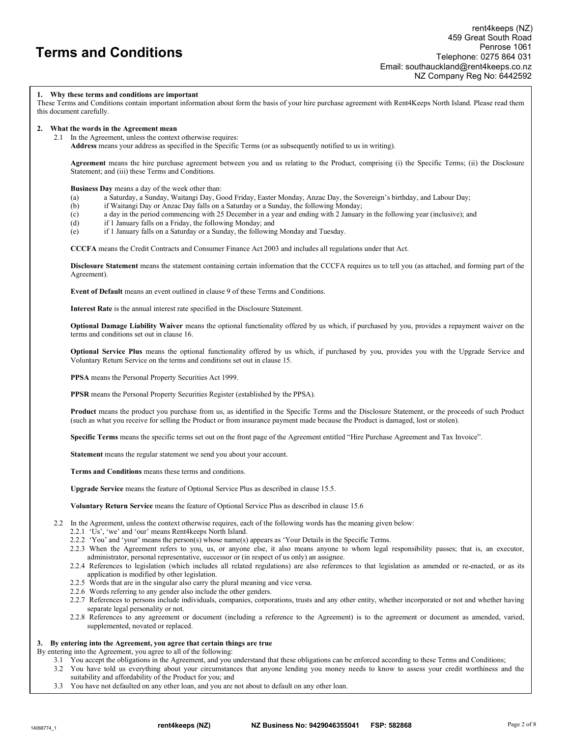# Terms and Conditions

rent4keeps (NZ)
459 Great South Road
Penrose 1061
Telephone: 0275 864 031
Email: southauckland@rent4keeps.co.nz
NZ Company Reg No: 6442592

**1. Why these terms and conditions are important**

These Terms and Conditions contain important information about form the basis of your hire purchase agreement with Rent4Keeps North Island. Please read them this document carefully.

**2. What the words in the Agreement mean**

2.1 In the Agreement, unless the context otherwise requires:

**Address** means your address as specified in the Specific Terms (or as subsequently notified to us in writing).

**Agreement** means the hire purchase agreement between you and us relating to the Product, comprising (i) the Specific Terms; (ii) the Disclosure Statement; and (iii) these Terms and Conditions.

**Business Day** means a day of the week other than:

- (a) a Saturday, a Sunday, Waitangi Day, Good Friday, Easter Monday, Anzac Day, the Sovereign's birthday, and Labour Day;
- (b) if Waitangi Day or Anzac Day falls on a Saturday or a Sunday, the following Monday;
- (c) a day in the period commencing with 25 December in a year and ending with 2 January in the following year (inclusive); and
- (d) if 1 January falls on a Friday, the following Monday; and
- (e) if 1 January falls on a Saturday or a Sunday, the following Monday and Tuesday.

**CCCFA** means the Credit Contracts and Consumer Finance Act 2003 and includes all regulations under that Act.

**Disclosure Statement** means the statement containing certain information that the CCCFA requires us to tell you (as attached, and forming part of the Agreement).

**Event of Default** means an event outlined in clause 9 of these Terms and Conditions.

**Interest Rate** is the annual interest rate specified in the Disclosure Statement.

**Optional Damage Liability Waiver** means the optional functionality offered by us which, if purchased by you, provides a repayment waiver on the terms and conditions set out in clause 16.

**Optional Service Plus** means the optional functionality offered by us which, if purchased by you, provides you with the Upgrade Service and Voluntary Return Service on the terms and conditions set out in clause 15.

**PPSA** means the Personal Property Securities Act 1999.

**PPSR** means the Personal Property Securities Register (established by the PPSA).

**Product** means the product you purchase from us, as identified in the Specific Terms and the Disclosure Statement, or the proceeds of such Product (such as what you receive for selling the Product or from insurance payment made because the Product is damaged, lost or stolen).

**Specific Terms** means the specific terms set out on the front page of the Agreement entitled "Hire Purchase Agreement and Tax Invoice".

**Statement** means the regular statement we send you about your account.

**Terms and Conditions** means these terms and conditions.

**Upgrade Service** means the feature of Optional Service Plus as described in clause 15.5.

**Voluntary Return Service** means the feature of Optional Service Plus as described in clause 15.6

2.2 In the Agreement, unless the context otherwise requires, each of the following words has the meaning given below:

- 2.2.1 'Us', 'we' and 'our' means Rent4keeps North Island.
- 2.2.2 'You' and 'your' means the person(s) whose name(s) appears as 'Your Details in the Specific Terms.
- 2.2.3 When the Agreement refers to you, us, or anyone else, it also means anyone to whom legal responsibility passes; that is, an executor, administrator, personal representative, successor or (in respect of us only) an assignee.
- 2.2.4 References to legislation (which includes all related regulations) are also references to that legislation as amended or re-enacted, or as its application is modified by other legislation.
- 2.2.5 Words that are in the singular also carry the plural meaning and vice versa.
- 2.2.6 Words referring to any gender also include the other genders.
- 2.2.7 References to persons include individuals, companies, corporations, trusts and any other entity, whether incorporated or not and whether having separate legal personality or not.
- 2.2.8 References to any agreement or document (including a reference to the Agreement) is to the agreement or document as amended, varied, supplemented, novated or replaced.

**3. By entering into the Agreement, you agree that certain things are true**

By entering into the Agreement, you agree to all of the following:

- 3.1 You accept the obligations in the Agreement, and you understand that these obligations can be enforced according to these Terms and Conditions;
- 3.2 You have told us everything about your circumstances that anyone lending you money needs to know to assess your credit worthiness and the suitability and affordability of the Product for you; and
- 3.3 You have not defaulted on any other loan, and you are not about to default on any other loan.

14068774_1 rent4keeps (NZ) NZ Business No: 9429046355041 FSP: 582868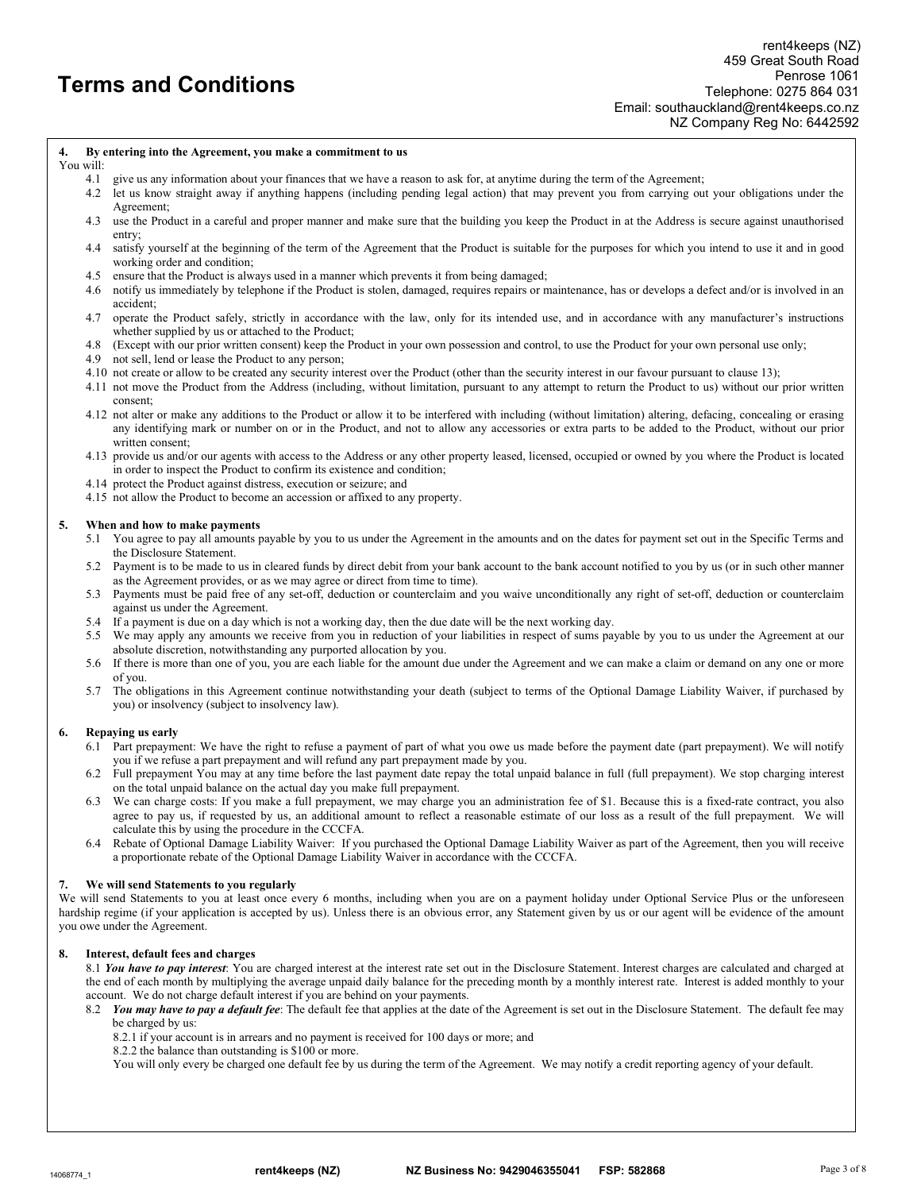# Terms and Conditions

rent4keeps (NZ)
459 Great South Road
Penrose 1061
Telephone: 0275 864 031
Email: southauckland@rent4keeps.co.nz
NZ Company Reg No: 6442592

**4. By entering into the Agreement, you make a commitment to us**

You will:

4.1 give us any information about your finances that we have a reason to ask for, at anytime during the term of the Agreement;

4.2 let us know straight away if anything happens (including pending legal action) that may prevent you from carrying out your obligations under the Agreement;

4.3 use the Product in a careful and proper manner and make sure that the building you keep the Product in at the Address is secure against unauthorised entry;

4.4 satisfy yourself at the beginning of the term of the Agreement that the Product is suitable for the purposes for which you intend to use it and in good working order and condition;

4.5 ensure that the Product is always used in a manner which prevents it from being damaged;

4.6 notify us immediately by telephone if the Product is stolen, damaged, requires repairs or maintenance, has or develops a defect and/or is involved in an accident;

4.7 operate the Product safely, strictly in accordance with the law, only for its intended use, and in accordance with any manufacturer's instructions whether supplied by us or attached to the Product;

4.8 (Except with our prior written consent) keep the Product in your own possession and control, to use the Product for your own personal use only;

4.9 not sell, lend or lease the Product to any person;

4.10 not create or allow to be created any security interest over the Product (other than the security interest in our favour pursuant to clause 13);

4.11 not move the Product from the Address (including, without limitation, pursuant to any attempt to return the Product to us) without our prior written consent;

4.12 not alter or make any additions to the Product or allow it to be interfered with including (without limitation) altering, defacing, concealing or erasing any identifying mark or number on or in the Product, and not to allow any accessories or extra parts to be added to the Product, without our prior written consent;

4.13 provide us and/or our agents with access to the Address or any other property leased, licensed, occupied or owned by you where the Product is located in order to inspect the Product to confirm its existence and condition;

4.14 protect the Product against distress, execution or seizure; and

4.15 not allow the Product to become an accession or affixed to any property.

**5. When and how to make payments**

5.1 You agree to pay all amounts payable by you to us under the Agreement in the amounts and on the dates for payment set out in the Specific Terms and the Disclosure Statement.

5.2 Payment is to be made to us in cleared funds by direct debit from your bank account to the bank account notified to you by us (or in such other manner as the Agreement provides, or as we may agree or direct from time to time).

5.3 Payments must be paid free of any set-off, deduction or counterclaim and you waive unconditionally any right of set-off, deduction or counterclaim against us under the Agreement.

5.4 If a payment is due on a day which is not a working day, then the due date will be the next working day.

5.5 We may apply any amounts we receive from you in reduction of your liabilities in respect of sums payable by you to us under the Agreement at our absolute discretion, notwithstanding any purported allocation by you.

5.6 If there is more than one of you, you are each liable for the amount due under the Agreement and we can make a claim or demand on any one or more of you.

5.7 The obligations in this Agreement continue notwithstanding your death (subject to terms of the Optional Damage Liability Waiver, if purchased by you) or insolvency (subject to insolvency law).

**6. Repaying us early**

6.1 Part prepayment: We have the right to refuse a payment of part of what you owe us made before the payment date (part prepayment). We will notify you if we refuse a part prepayment and will refund any part prepayment made by you.

6.2 Full prepayment You may at any time before the last payment date repay the total unpaid balance in full (full prepayment). We stop charging interest on the total unpaid balance on the actual day you make full prepayment.

6.3 We can charge costs: If you make a full prepayment, we may charge you an administration fee of $1. Because this is a fixed-rate contract, you also agree to pay us, if requested by us, an additional amount to reflect a reasonable estimate of our loss as a result of the full prepayment. We will calculate this by using the procedure in the CCCFA.

6.4 Rebate of Optional Damage Liability Waiver: If you purchased the Optional Damage Liability Waiver as part of the Agreement, then you will receive a proportionate rebate of the Optional Damage Liability Waiver in accordance with the CCCFA.

**7. We will send Statements to you regularly**

We will send Statements to you at least once every 6 months, including when you are on a payment holiday under Optional Service Plus or the unforeseen hardship regime (if your application is accepted by us). Unless there is an obvious error, any Statement given by us or our agent will be evidence of the amount you owe under the Agreement.

**8. Interest, default fees and charges**

8.1 ***You have to pay interest***: You are charged interest at the interest rate set out in the Disclosure Statement. Interest charges are calculated and charged at the end of each month by multiplying the average unpaid daily balance for the preceding month by a monthly interest rate. Interest is added monthly to your account. We do not charge default interest if you are behind on your payments.

8.2 ***You may have to pay a default fee***: The default fee that applies at the date of the Agreement is set out in the Disclosure Statement. The default fee may be charged by us:

8.2.1 if your account is in arrears and no payment is received for 100 days or more; and

8.2.2 the balance than outstanding is $100 or more.

You will only every be charged one default fee by us during the term of the Agreement. We may notify a credit reporting agency of your default.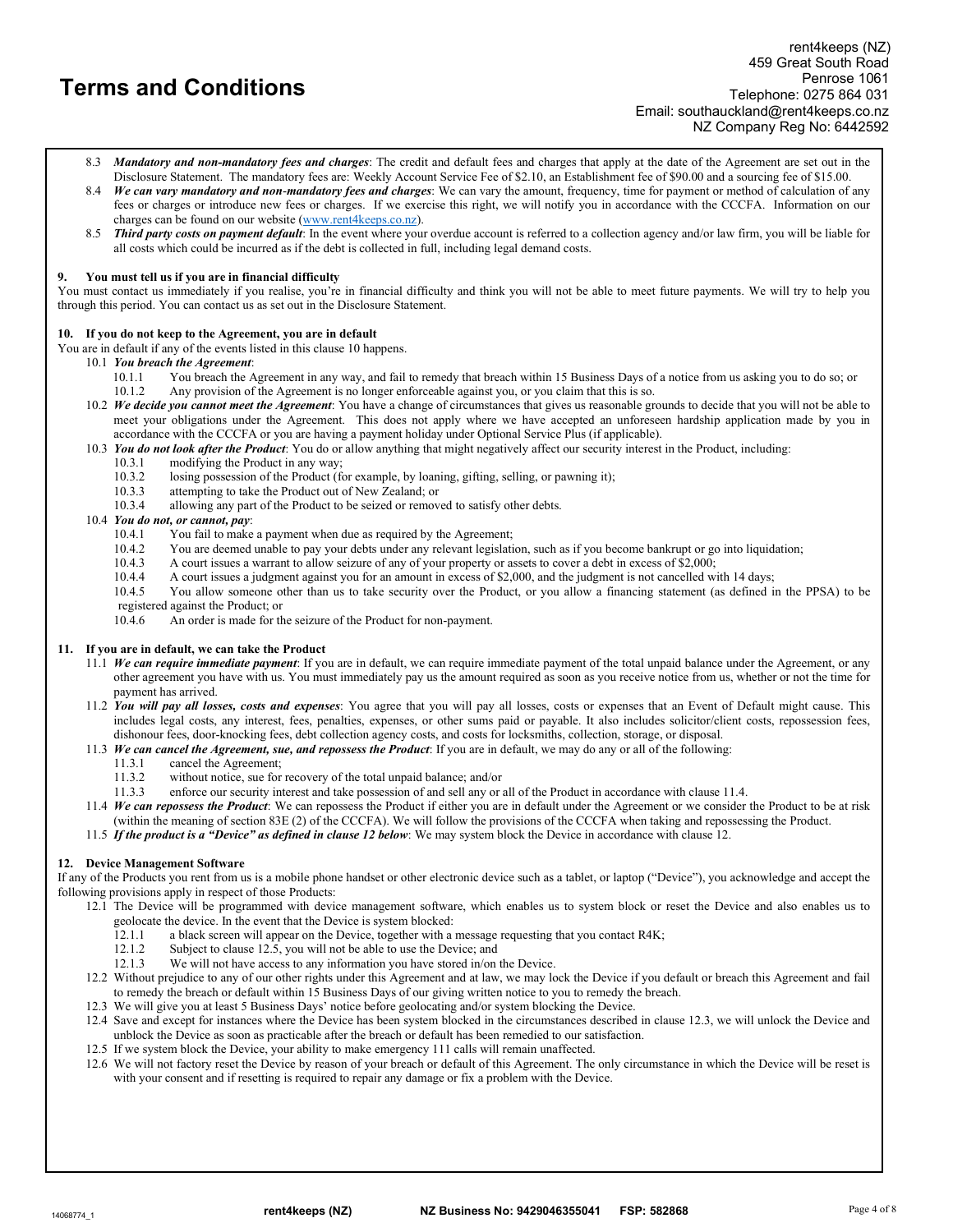# Terms and Conditions

rent4keeps (NZ)
459 Great South Road
Penrose 1061
Telephone: 0275 864 031
Email: southauckland@rent4keeps.co.nz
NZ Company Reg No: 6442592

8.3 ***Mandatory and non-mandatory fees and charges***: The credit and default fees and charges that apply at the date of the Agreement are set out in the Disclosure Statement. The mandatory fees are: Weekly Account Service Fee of $2.10, an Establishment fee of $90.00 and a sourcing fee of $15.00.

8.4 ***We can vary mandatory and non-mandatory fees and charges***: We can vary the amount, frequency, time for payment or method of calculation of any fees or charges or introduce new fees or charges. If we exercise this right, we will notify you in accordance with the CCCFA. Information on our charges can be found on our website (www.rent4keeps.co.nz).

8.5 ***Third party costs on payment default***: In the event where your overdue account is referred to a collection agency and/or law firm, you will be liable for all costs which could be incurred as if the debt is collected in full, including legal demand costs.

**9. You must tell us if you are in financial difficulty**

You must contact us immediately if you realise, you're in financial difficulty and think you will not be able to meet future payments. We will try to help you through this period. You can contact us as set out in the Disclosure Statement.

**10. If you do not keep to the Agreement, you are in default**

You are in default if any of the events listed in this clause 10 happens.

10.1 ***You breach the Agreement***:

- 10.1.1 You breach the Agreement in any way, and fail to remedy that breach within 15 Business Days of a notice from us asking you to do so; or
- 10.1.2 Any provision of the Agreement is no longer enforceable against you, or you claim that this is so.

10.2 ***We decide you cannot meet the Agreement***: You have a change of circumstances that gives us reasonable grounds to decide that you will not be able to meet your obligations under the Agreement. This does not apply where we have accepted an unforeseen hardship application made by you in accordance with the CCCFA or you are having a payment holiday under Optional Service Plus (if applicable).

10.3 ***You do not look after the Product***: You do or allow anything that might negatively affect our security interest in the Product, including:

- 10.3.1 modifying the Product in any way;
- 10.3.2 losing possession of the Product (for example, by loaning, gifting, selling, or pawning it);
- 10.3.3 attempting to take the Product out of New Zealand; or
- 10.3.4 allowing any part of the Product to be seized or removed to satisfy other debts.

10.4 ***You do not, or cannot, pay***:

- 10.4.1 You fail to make a payment when due as required by the Agreement;
- 10.4.2 You are deemed unable to pay your debts under any relevant legislation, such as if you become bankrupt or go into liquidation;
- 10.4.3 A court issues a warrant to allow seizure of any of your property or assets to cover a debt in excess of $2,000;
- 10.4.4 A court issues a judgment against you for an amount in excess of $2,000, and the judgment is not cancelled with 14 days;
- 10.4.5 You allow someone other than us to take security over the Product, or you allow a financing statement (as defined in the PPSA) to be registered against the Product; or
- 10.4.6 An order is made for the seizure of the Product for non-payment.

**11. If you are in default, we can take the Product**

11.1 ***We can require immediate payment***: If you are in default, we can require immediate payment of the total unpaid balance under the Agreement, or any other agreement you have with us. You must immediately pay us the amount required as soon as you receive notice from us, whether or not the time for payment has arrived.

11.2 ***You will pay all losses, costs and expenses***: You agree that you will pay all losses, costs or expenses that an Event of Default might cause. This includes legal costs, any interest, fees, penalties, expenses, or other sums paid or payable. It also includes solicitor/client costs, repossession fees, dishonour fees, door-knocking fees, debt collection agency costs, and costs for locksmiths, collection, storage, or disposal.

11.3 ***We can cancel the Agreement, sue, and repossess the Product***: If you are in default, we may do any or all of the following:

- 11.3.1 cancel the Agreement;
- 11.3.2 without notice, sue for recovery of the total unpaid balance; and/or
- 11.3.3 enforce our security interest and take possession of and sell any or all of the Product in accordance with clause 11.4.

11.4 ***We can repossess the Product***: We can repossess the Product if either you are in default under the Agreement or we consider the Product to be at risk (within the meaning of section 83E (2) of the CCCFA). We will follow the provisions of the CCCFA when taking and repossessing the Product.

11.5 ***If the product is a "Device" as defined in clause 12 below***: We may system block the Device in accordance with clause 12.

**12. Device Management Software**

If any of the Products you rent from us is a mobile phone handset or other electronic device such as a tablet, or laptop ("Device"), you acknowledge and accept the following provisions apply in respect of those Products:

12.1 The Device will be programmed with device management software, which enables us to system block or reset the Device and also enables us to geolocate the device. In the event that the Device is system blocked:

- 12.1.1 a black screen will appear on the Device, together with a message requesting that you contact R4K;
- 12.1.2 Subject to clause 12.5, you will not be able to use the Device; and
- 12.1.3 We will not have access to any information you have stored in/on the Device.

12.2 Without prejudice to any of our other rights under this Agreement and at law, we may lock the Device if you default or breach this Agreement and fail to remedy the breach or default within 15 Business Days of our giving written notice to you to remedy the breach.

12.3 We will give you at least 5 Business Days' notice before geolocating and/or system blocking the Device.

12.4 Save and except for instances where the Device has been system blocked in the circumstances described in clause 12.3, we will unlock the Device and unblock the Device as soon as practicable after the breach or default has been remedied to our satisfaction.

12.5 If we system block the Device, your ability to make emergency 111 calls will remain unaffected.

12.6 We will not factory reset the Device by reason of your breach or default of this Agreement. The only circumstance in which the Device will be reset is with your consent and if resetting is required to repair any damage or fix a problem with the Device.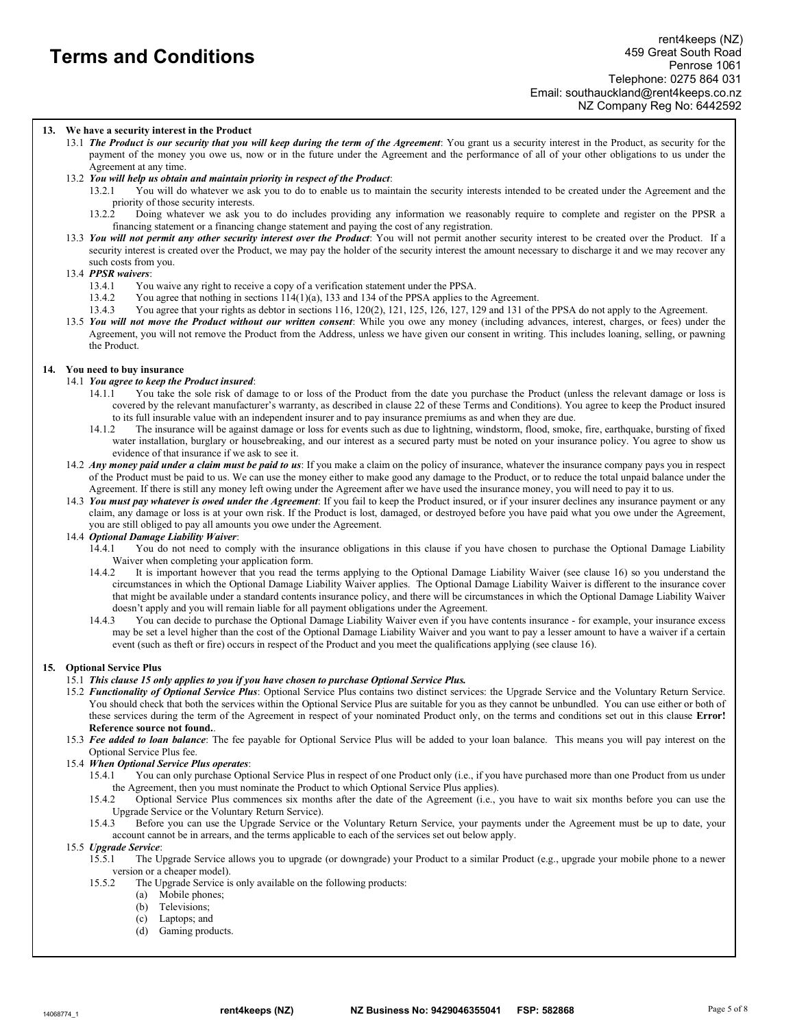# Terms and Conditions

rent4keeps (NZ)
459 Great South Road
Penrose 1061
Telephone: 0275 864 031
Email: southauckland@rent4keeps.co.nz
NZ Company Reg No: 6442592

**13. We have a security interest in the Product**

13.1 ***The Product is our security that you will keep during the term of the Agreement***: You grant us a security interest in the Product, as security for the payment of the money you owe us, now or in the future under the Agreement and the performance of all of your other obligations to us under the Agreement at any time.

13.2 ***You will help us obtain and maintain priority in respect of the Product***:

13.2.1 You will do whatever we ask you to do to enable us to maintain the security interests intended to be created under the Agreement and the priority of those security interests.

13.2.2 Doing whatever we ask you to do includes providing any information we reasonably require to complete and register on the PPSR a financing statement or a financing change statement and paying the cost of any registration.

13.3 ***You will not permit any other security interest over the Product***: You will not permit another security interest to be created over the Product. If a security interest is created over the Product, we may pay the holder of the security interest the amount necessary to discharge it and we may recover any such costs from you.

13.4 ***PPSR waivers***:

13.4.1 You waive any right to receive a copy of a verification statement under the PPSA.

13.4.2 You agree that nothing in sections 114(1)(a), 133 and 134 of the PPSA applies to the Agreement.

13.4.3 You agree that your rights as debtor in sections 116, 120(2), 121, 125, 126, 127, 129 and 131 of the PPSA do not apply to the Agreement.

13.5 ***You will not move the Product without our written consent***: While you owe any money (including advances, interest, charges, or fees) under the Agreement, you will not remove the Product from the Address, unless we have given our consent in writing. This includes loaning, selling, or pawning the Product.

**14. You need to buy insurance**

14.1 ***You agree to keep the Product insured***:

14.1.1 You take the sole risk of damage to or loss of the Product from the date you purchase the Product (unless the relevant damage or loss is covered by the relevant manufacturer's warranty, as described in clause 22 of these Terms and Conditions). You agree to keep the Product insured to its full insurable value with an independent insurer and to pay insurance premiums as and when they are due.

14.1.2 The insurance will be against damage or loss for events such as due to lightning, windstorm, flood, smoke, fire, earthquake, bursting of fixed water installation, burglary or housebreaking, and our interest as a secured party must be noted on your insurance policy. You agree to show us evidence of that insurance if we ask to see it.

14.2 ***Any money paid under a claim must be paid to us***: If you make a claim on the policy of insurance, whatever the insurance company pays you in respect of the Product must be paid to us. We can use the money either to make good any damage to the Product, or to reduce the total unpaid balance under the Agreement. If there is still any money left owing under the Agreement after we have used the insurance money, you will need to pay it to us.

14.3 ***You must pay whatever is owed under the Agreement***: If you fail to keep the Product insured, or if your insurer declines any insurance payment or any claim, any damage or loss is at your own risk. If the Product is lost, damaged, or destroyed before you have paid what you owe under the Agreement, you are still obliged to pay all amounts you owe under the Agreement.

14.4 ***Optional Damage Liability Waiver***:

14.4.1 You do not need to comply with the insurance obligations in this clause if you have chosen to purchase the Optional Damage Liability Waiver when completing your application form.

14.4.2 It is important however that you read the terms applying to the Optional Damage Liability Waiver (see clause 16) so you understand the circumstances in which the Optional Damage Liability Waiver applies. The Optional Damage Liability Waiver is different to the insurance cover that might be available under a standard contents insurance policy, and there will be circumstances in which the Optional Damage Liability Waiver doesn't apply and you will remain liable for all payment obligations under the Agreement.

14.4.3 You can decide to purchase the Optional Damage Liability Waiver even if you have contents insurance - for example, your insurance excess may be set a level higher than the cost of the Optional Damage Liability Waiver and you want to pay a lesser amount to have a waiver if a certain event (such as theft or fire) occurs in respect of the Product and you meet the qualifications applying (see clause 16).

**15. Optional Service Plus**

15.1 ***This clause 15 only applies to you if you have chosen to purchase Optional Service Plus.***

15.2 ***Functionality of Optional Service Plus***: Optional Service Plus contains two distinct services: the Upgrade Service and the Voluntary Return Service. You should check that both the services within the Optional Service Plus are suitable for you as they cannot be unbundled. You can use either or both of these services during the term of the Agreement in respect of your nominated Product only, on the terms and conditions set out in this clause **Error! Reference source not found.**.

15.3 ***Fee added to loan balance***: The fee payable for Optional Service Plus will be added to your loan balance. This means you will pay interest on the Optional Service Plus fee.

15.4 ***When Optional Service Plus operates***:

15.4.1 You can only purchase Optional Service Plus in respect of one Product only (i.e., if you have purchased more than one Product from us under the Agreement, then you must nominate the Product to which Optional Service Plus applies).

15.4.2 Optional Service Plus commences six months after the date of the Agreement (i.e., you have to wait six months before you can use the Upgrade Service or the Voluntary Return Service).

15.4.3 Before you can use the Upgrade Service or the Voluntary Return Service, your payments under the Agreement must be up to date, your account cannot be in arrears, and the terms applicable to each of the services set out below apply.

15.5 ***Upgrade Service***:

15.5.1 The Upgrade Service allows you to upgrade (or downgrade) your Product to a similar Product (e.g., upgrade your mobile phone to a newer version or a cheaper model).

15.5.2 The Upgrade Service is only available on the following products:

(a) Mobile phones;
(b) Televisions;
(c) Laptops; and
(d) Gaming products.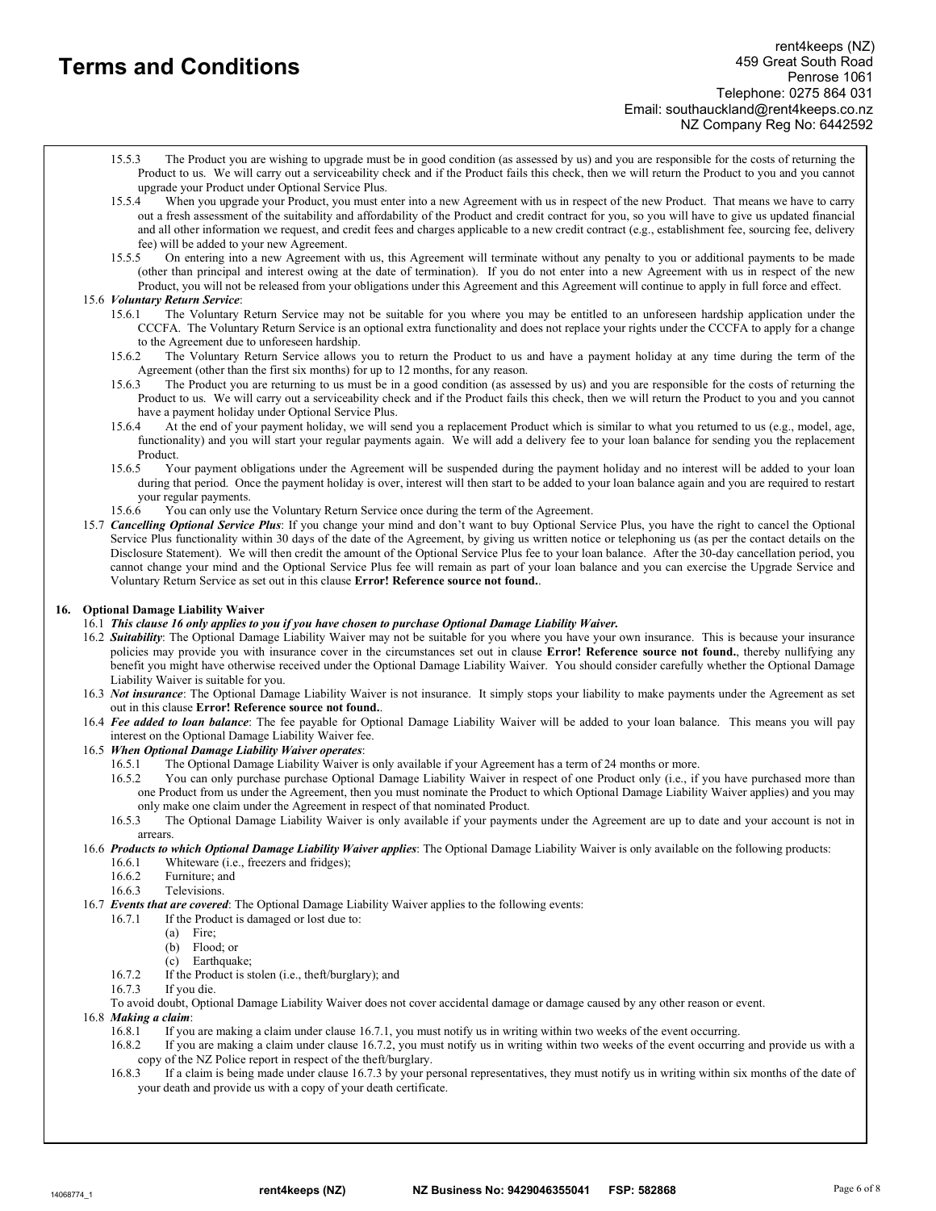# Terms and Conditions

rent4keeps (NZ)
459 Great South Road
Penrose 1061
Telephone: 0275 864 031
Email: southauckland@rent4keeps.co.nz
NZ Company Reg No: 6442592

15.5.3 The Product you are wishing to upgrade must be in good condition (as assessed by us) and you are responsible for the costs of returning the Product to us. We will carry out a serviceability check and if the Product fails this check, then we will return the Product to you and you cannot upgrade your Product under Optional Service Plus.

15.5.4 When you upgrade your Product, you must enter into a new Agreement with us in respect of the new Product. That means we have to carry out a fresh assessment of the suitability and affordability of the Product and credit contract for you, so you will have to give us updated financial and all other information we request, and credit fees and charges applicable to a new credit contract (e.g., establishment fee, sourcing fee, delivery fee) will be added to your new Agreement.

15.5.5 On entering into a new Agreement with us, this Agreement will terminate without any penalty to you or additional payments to be made (other than principal and interest owing at the date of termination). If you do not enter into a new Agreement with us in respect of the new Product, you will not be released from your obligations under this Agreement and this Agreement will continue to apply in full force and effect.

15.6 ***Voluntary Return Service***:

15.6.1 The Voluntary Return Service may not be suitable for you where you may be entitled to an unforeseen hardship application under the CCCFA. The Voluntary Return Service is an optional extra functionality and does not replace your rights under the CCCFA to apply for a change to the Agreement due to unforeseen hardship.

15.6.2 The Voluntary Return Service allows you to return the Product to us and have a payment holiday at any time during the term of the Agreement (other than the first six months) for up to 12 months, for any reason.

15.6.3 The Product you are returning to us must be in a good condition (as assessed by us) and you are responsible for the costs of returning the Product to us. We will carry out a serviceability check and if the Product fails this check, then we will return the Product to you and you cannot have a payment holiday under Optional Service Plus.

15.6.4 At the end of your payment holiday, we will send you a replacement Product which is similar to what you returned to us (e.g., model, age, functionality) and you will start your regular payments again. We will add a delivery fee to your loan balance for sending you the replacement Product.

15.6.5 Your payment obligations under the Agreement will be suspended during the payment holiday and no interest will be added to your loan during that period. Once the payment holiday is over, interest will then start to be added to your loan balance again and you are required to restart your regular payments.

15.6.6 You can only use the Voluntary Return Service once during the term of the Agreement.

15.7 ***Cancelling Optional Service Plus***: If you change your mind and don't want to buy Optional Service Plus, you have the right to cancel the Optional Service Plus functionality within 30 days of the date of the Agreement, by giving us written notice or telephoning us (as per the contact details on the Disclosure Statement). We will then credit the amount of the Optional Service Plus fee to your loan balance. After the 30-day cancellation period, you cannot change your mind and the Optional Service Plus fee will remain as part of your loan balance and you can exercise the Upgrade Service and Voluntary Return Service as set out in this clause **Error! Reference source not found.**.

## 16. Optional Damage Liability Waiver

16.1 ***This clause 16 only applies to you if you have chosen to purchase Optional Damage Liability Waiver.***

16.2 ***Suitability***: The Optional Damage Liability Waiver may not be suitable for you where you have your own insurance. This is because your insurance policies may provide you with insurance cover in the circumstances set out in clause **Error! Reference source not found.**, thereby nullifying any benefit you might have otherwise received under the Optional Damage Liability Waiver. You should consider carefully whether the Optional Damage Liability Waiver is suitable for you.

16.3 ***Not insurance***: The Optional Damage Liability Waiver is not insurance. It simply stops your liability to make payments under the Agreement as set out in this clause **Error! Reference source not found.**.

16.4 ***Fee added to loan balance***: The fee payable for Optional Damage Liability Waiver will be added to your loan balance. This means you will pay interest on the Optional Damage Liability Waiver fee.

16.5 ***When Optional Damage Liability Waiver operates***:

16.5.1 The Optional Damage Liability Waiver is only available if your Agreement has a term of 24 months or more.

16.5.2 You can only purchase purchase Optional Damage Liability Waiver in respect of one Product only (i.e., if you have purchased more than one Product from us under the Agreement, then you must nominate the Product to which Optional Damage Liability Waiver applies) and you may only make one claim under the Agreement in respect of that nominated Product.

16.5.3 The Optional Damage Liability Waiver is only available if your payments under the Agreement are up to date and your account is not in arrears.

16.6 ***Products to which Optional Damage Liability Waiver applies***: The Optional Damage Liability Waiver is only available on the following products:

16.6.1 Whiteware (i.e., freezers and fridges);

16.6.2 Furniture; and

16.6.3 Televisions.

16.7 ***Events that are covered***: The Optional Damage Liability Waiver applies to the following events:

16.7.1 If the Product is damaged or lost due to:

(a) Fire;

(b) Flood; or

(c) Earthquake;

16.7.2 If the Product is stolen (i.e., theft/burglary); and

16.7.3 If you die.

To avoid doubt, Optional Damage Liability Waiver does not cover accidental damage or damage caused by any other reason or event.

16.8 ***Making a claim***:

16.8.1 If you are making a claim under clause 16.7.1, you must notify us in writing within two weeks of the event occurring.

16.8.2 If you are making a claim under clause 16.7.2, you must notify us in writing within two weeks of the event occurring and provide us with a copy of the NZ Police report in respect of the theft/burglary.

16.8.3 If a claim is being made under clause 16.7.3 by your personal representatives, they must notify us in writing within six months of the date of your death and provide us with a copy of your death certificate.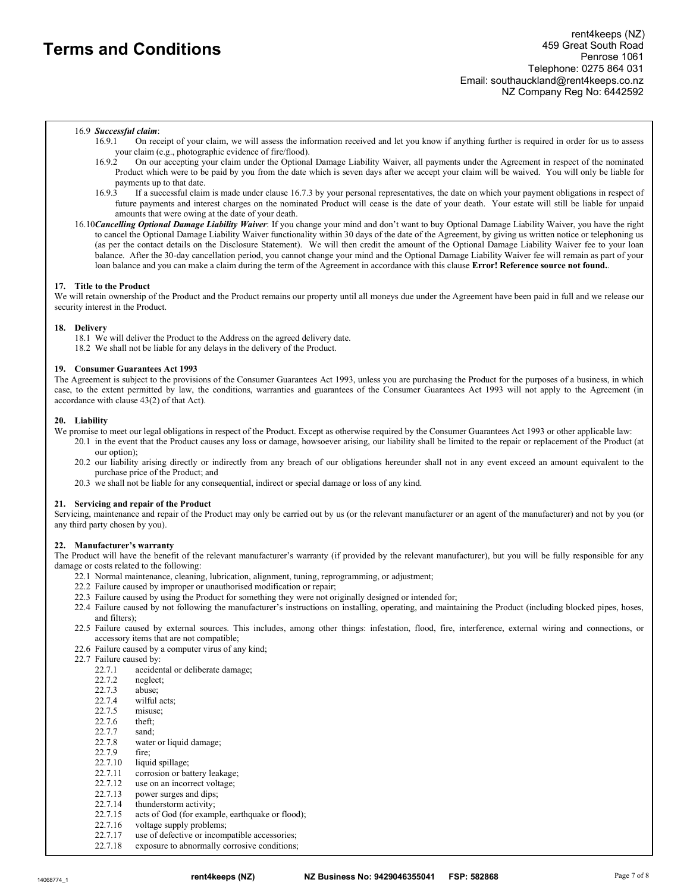16.9 ***Successful claim***:

16.9.1 On receipt of your claim, we will assess the information received and let you know if anything further is required in order for us to assess your claim (e.g., photographic evidence of fire/flood).

16.9.2 On our accepting your claim under the Optional Damage Liability Waiver, all payments under the Agreement in respect of the nominated Product which were to be paid by you from the date which is seven days after we accept your claim will be waived. You will only be liable for payments up to that date.

16.9.3 If a successful claim is made under clause 16.7.3 by your personal representatives, the date on which your payment obligations in respect of future payments and interest charges on the nominated Product will cease is the date of your death. Your estate will still be liable for unpaid amounts that were owing at the date of your death.

16.10 ***Cancelling Optional Damage Liability Waiver***: If you change your mind and don't want to buy Optional Damage Liability Waiver, you have the right to cancel the Optional Damage Liability Waiver functionality within 30 days of the date of the Agreement, by giving us written notice or telephoning us (as per the contact details on the Disclosure Statement). We will then credit the amount of the Optional Damage Liability Waiver fee to your loan balance. After the 30-day cancellation period, you cannot change your mind and the Optional Damage Liability Waiver fee will remain as part of your loan balance and you can make a claim during the term of the Agreement in accordance with this clause **Error! Reference source not found.**.

**17. Title to the Product**

We will retain ownership of the Product and the Product remains our property until all moneys due under the Agreement have been paid in full and we release our security interest in the Product.

**18. Delivery**

18.1 We will deliver the Product to the Address on the agreed delivery date.

18.2 We shall not be liable for any delays in the delivery of the Product.

**19. Consumer Guarantees Act 1993**

The Agreement is subject to the provisions of the Consumer Guarantees Act 1993, unless you are purchasing the Product for the purposes of a business, in which case, to the extent permitted by law, the conditions, warranties and guarantees of the Consumer Guarantees Act 1993 will not apply to the Agreement (in accordance with clause 43(2) of that Act).

**20. Liability**

We promise to meet our legal obligations in respect of the Product. Except as otherwise required by the Consumer Guarantees Act 1993 or other applicable law:

20.1 in the event that the Product causes any loss or damage, howsoever arising, our liability shall be limited to the repair or replacement of the Product (at our option);

20.2 our liability arising directly or indirectly from any breach of our obligations hereunder shall not in any event exceed an amount equivalent to the purchase price of the Product; and

20.3 we shall not be liable for any consequential, indirect or special damage or loss of any kind.

**21. Servicing and repair of the Product**

Servicing, maintenance and repair of the Product may only be carried out by us (or the relevant manufacturer or an agent of the manufacturer) and not by you (or any third party chosen by you).

**22. Manufacturer's warranty**

The Product will have the benefit of the relevant manufacturer's warranty (if provided by the relevant manufacturer), but you will be fully responsible for any damage or costs related to the following:

22.1 Normal maintenance, cleaning, lubrication, alignment, tuning, reprogramming, or adjustment;

22.2 Failure caused by improper or unauthorised modification or repair;

22.3 Failure caused by using the Product for something they were not originally designed or intended for;

22.4 Failure caused by not following the manufacturer's instructions on installing, operating, and maintaining the Product (including blocked pipes, hoses, and filters);

22.5 Failure caused by external sources. This includes, among other things: infestation, flood, fire, interference, external wiring and connections, or accessory items that are not compatible;

22.6 Failure caused by a computer virus of any kind;

22.7 Failure caused by:

22.7.1 accidental or deliberate damage;
22.7.2 neglect;
22.7.3 abuse;
22.7.4 wilful acts;
22.7.5 misuse;
22.7.6 theft;
22.7.7 sand;
22.7.8 water or liquid damage;
22.7.9 fire;
22.7.10 liquid spillage;
22.7.11 corrosion or battery leakage;
22.7.12 use on an incorrect voltage;
22.7.13 power surges and dips;
22.7.14 thunderstorm activity;
22.7.15 acts of God (for example, earthquake or flood);
22.7.16 voltage supply problems;
22.7.17 use of defective or incompatible accessories;
22.7.18 exposure to abnormally corrosive conditions;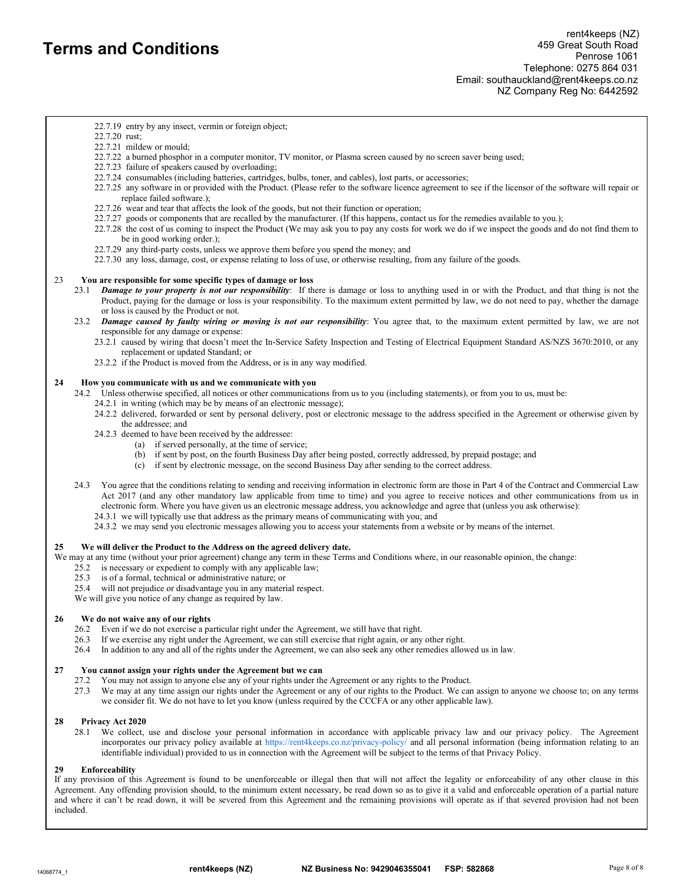22.7.19 entry by any insect, vermin or foreign object;
22.7.20 rust;
22.7.21 mildew or mould;
22.7.22 a burned phosphor in a computer monitor, TV monitor, or Plasma screen caused by no screen saver being used;
22.7.23 failure of speakers caused by overloading;
22.7.24 consumables (including batteries, cartridges, bulbs, toner, and cables), lost parts, or accessories;
22.7.25 any software in or provided with the Product. (Please refer to the software licence agreement to see if the licensor of the software will repair or replace failed software.);
22.7.26 wear and tear that affects the look of the goods, but not their function or operation;
22.7.27 goods or components that are recalled by the manufacturer. (If this happens, contact us for the remedies available to you.);
22.7.28 the cost of us coming to inspect the Product (We may ask you to pay any costs for work we do if we inspect the goods and do not find them to be in good working order.);
22.7.29 any third-party costs, unless we approve them before you spend the money; and
22.7.30 any loss, damage, cost, or expense relating to loss of use, or otherwise resulting, from any failure of the goods.

**23 You are responsible for some specific types of damage or loss**

23.1 ***Damage to your property is not our responsibility***: If there is damage or loss to anything used in or with the Product, and that thing is not the Product, paying for the damage or loss is your responsibility. To the maximum extent permitted by law, we do not need to pay, whether the damage or loss is caused by the Product or not.

23.2 ***Damage caused by faulty wiring or moving is not our responsibility***: You agree that, to the maximum extent permitted by law, we are not responsible for any damage or expense:

23.2.1 caused by wiring that doesn't meet the In-Service Safety Inspection and Testing of Electrical Equipment Standard AS/NZS 3670:2010, or any replacement or updated Standard; or
23.2.2 if the Product is moved from the Address, or is in any way modified.

**24 How you communicate with us and we communicate with you**

24.2 Unless otherwise specified, all notices or other communications from us to you (including statements), or from you to us, must be:

24.2.1 in writing (which may be by means of an electronic message);
24.2.2 delivered, forwarded or sent by personal delivery, post or electronic message to the address specified in the Agreement or otherwise given by the addressee; and
24.2.3 deemed to have been received by the addressee:
(a) if served personally, at the time of service;
(b) if sent by post, on the fourth Business Day after being posted, correctly addressed, by prepaid postage; and
(c) if sent by electronic message, on the second Business Day after sending to the correct address.

24.3 You agree that the conditions relating to sending and receiving information in electronic form are those in Part 4 of the Contract and Commercial Law Act 2017 (and any other mandatory law applicable from time to time) and you agree to receive notices and other communications from us in electronic form. Where you have given us an electronic message address, you acknowledge and agree that (unless you ask otherwise):

24.3.1 we will typically use that address as the primary means of communicating with you; and
24.3.2 we may send you electronic messages allowing you to access your statements from a website or by means of the internet.

**25 We will deliver the Product to the Address on the agreed delivery date.**

We may at any time (without your prior agreement) change any term in these Terms and Conditions where, in our reasonable opinion, the change:

25.2 is necessary or expedient to comply with any applicable law;
25.3 is of a formal, technical or administrative nature; or
25.4 will not prejudice or disadvantage you in any material respect.

We will give you notice of any change as required by law.

**26 We do not waive any of our rights**

26.2 Even if we do not exercise a particular right under the Agreement, we still have that right.
26.3 If we exercise any right under the Agreement, we can still exercise that right again, or any other right.
26.4 In addition to any and all of the rights under the Agreement, we can also seek any other remedies allowed us in law.

**27 You cannot assign your rights under the Agreement but we can**

27.2 You may not assign to anyone else any of your rights under the Agreement or any rights to the Product.
27.3 We may at any time assign our rights under the Agreement or any of our rights to the Product. We can assign to anyone we choose to; on any terms we consider fit. We do not have to let you know (unless required by the CCCFA or any other applicable law).

**28 Privacy Act 2020**

28.1 We collect, use and disclose your personal information in accordance with applicable privacy law and our privacy policy. The Agreement incorporates our privacy policy available at https://rent4keeps.co.nz/privacy-policy/ and all personal information (being information relating to an identifiable individual) provided to us in connection with the Agreement will be subject to the terms of that Privacy Policy.

**29 Enforceability**

If any provision of this Agreement is found to be unenforceable or illegal then that will not affect the legality or enforceability of any other clause in this Agreement. Any offending provision should, to the minimum extent necessary, be read down so as to give it a valid and enforceable operation of a partial nature and where it can't be read down, it will be severed from this Agreement and the remaining provisions will operate as if that severed provision had not been included.